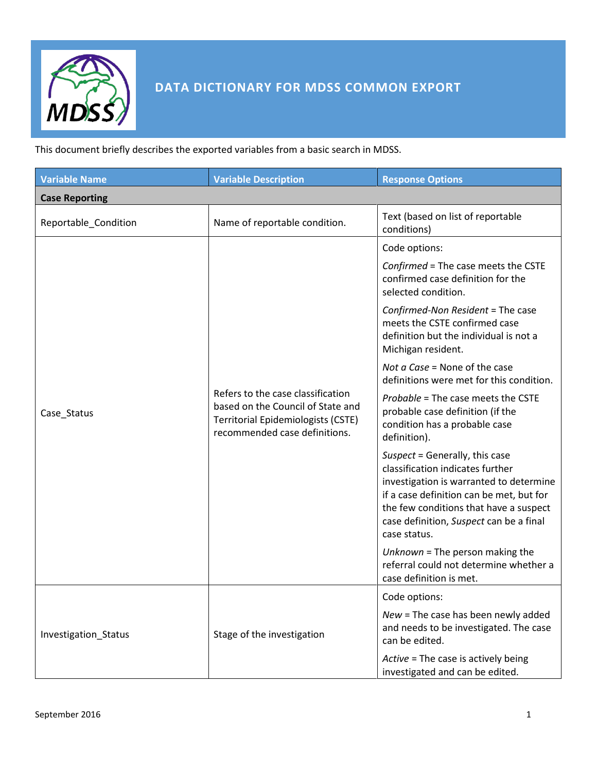# DATA DICTIONARY FOR MDSS COMMON EXPORT

This document briefly describes the exported variables from a basic search in MDSS.

| Variable Name | Variable Description | Response Options |
|---|---|---|
| **Case Reporting** | | |
| Reportable_Condition | Name of reportable condition. | Text (based on list of reportable conditions) |
| Case_Status | Refers to the case classification based on the Council of State and Territorial Epidemiologists (CSTE) recommended case definitions. | Code options: <br> *Confirmed* = The case meets the CSTE confirmed case definition for the selected condition. <br> *Confirmed-Non Resident* = The case meets the CSTE confirmed case definition but the individual is not a Michigan resident. <br> *Not a Case* = None of the case definitions were met for this condition. <br> *Probable* = The case meets the CSTE probable case definition (if the condition has a probable case definition). <br> *Suspect* = Generally, this case classification indicates further investigation is warranted to determine if a case definition can be met, but for the few conditions that have a suspect case definition, *Suspect* can be a final case status. <br> *Unknown* = The person making the referral could not determine whether a case definition is met. |
| Investigation_Status | Stage of the investigation | Code options: <br> *New* = The case has been newly added and needs to be investigated. The case can be edited. <br> *Active* = The case is actively being investigated and can be edited. |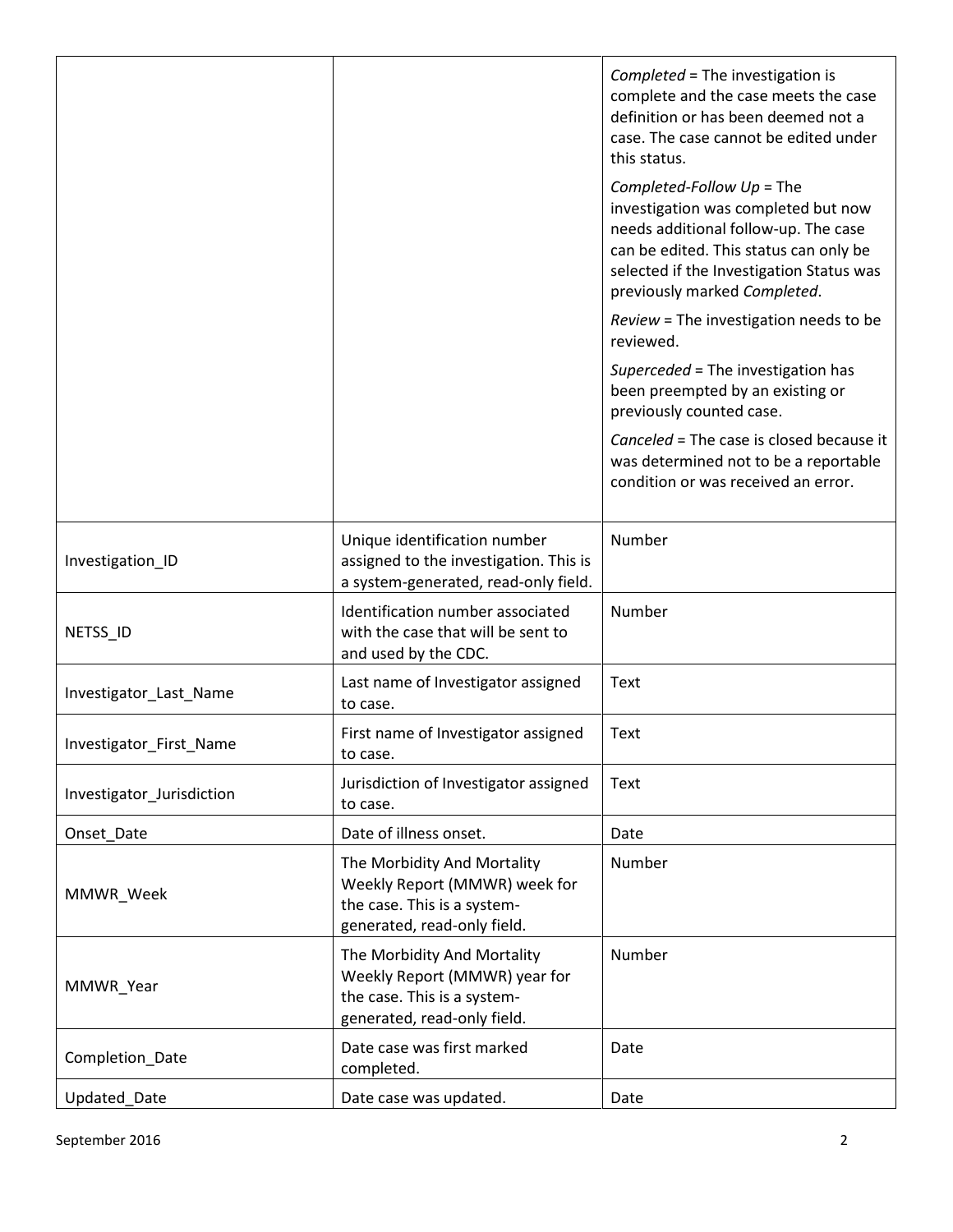| | | |
|---|---|---|
| | | *Completed* = The investigation is complete and the case meets the case definition or has been deemed not a case. The case cannot be edited under this status.<br><br>*Completed-Follow Up* = The investigation was completed but now needs additional follow-up. The case can be edited. This status can only be selected if the Investigation Status was previously marked *Completed*.<br><br>*Review* = The investigation needs to be reviewed.<br><br>*Superceded* = The investigation has been preempted by an existing or previously counted case.<br><br>*Canceled* = The case is closed because it was determined not to be a reportable condition or was received an error. |
| Investigation_ID | Unique identification number assigned to the investigation. This is a system-generated, read-only field. | Number |
| NETSS_ID | Identification number associated with the case that will be sent to and used by the CDC. | Number |
| Investigator_Last_Name | Last name of Investigator assigned to case. | Text |
| Investigator_First_Name | First name of Investigator assigned to case. | Text |
| Investigator_Jurisdiction | Jurisdiction of Investigator assigned to case. | Text |
| Onset_Date | Date of illness onset. | Date |
| MMWR_Week | The Morbidity And Mortality Weekly Report (MMWR) week for the case. This is a system-generated, read-only field. | Number |
| MMWR_Year | The Morbidity And Mortality Weekly Report (MMWR) year for the case. This is a system-generated, read-only field. | Number |
| Completion_Date | Date case was first marked completed. | Date |
| Updated_Date | Date case was updated. | Date |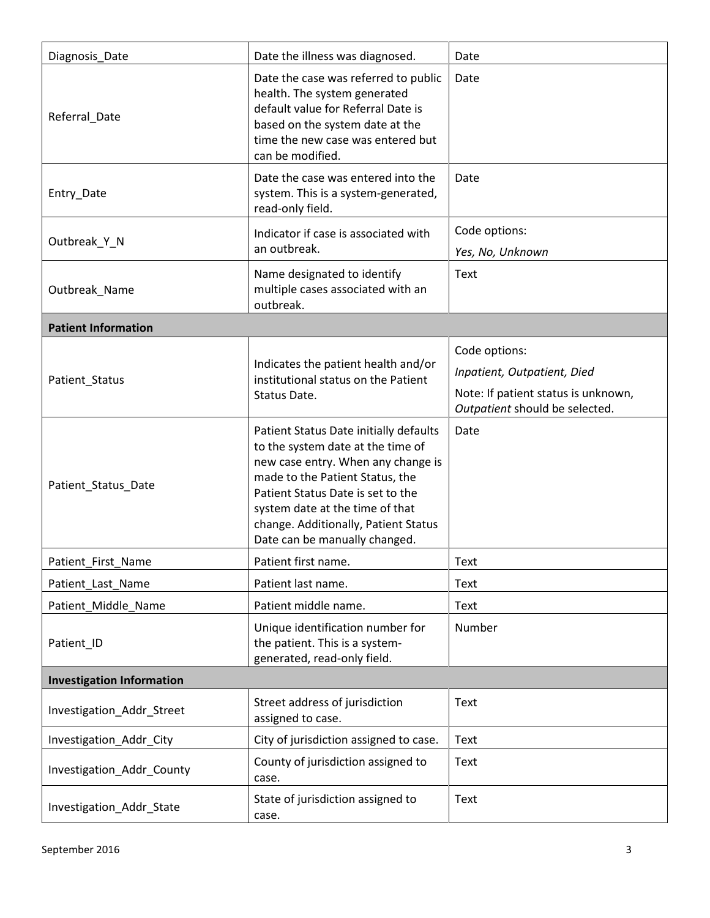| | | |
|---|---|---|
| Diagnosis_Date | Date the illness was diagnosed. | Date |
| Referral_Date | Date the case was referred to public health. The system generated default value for Referral Date is based on the system date at the time the new case was entered but can be modified. | Date |
| Entry_Date | Date the case was entered into the system. This is a system-generated, read-only field. | Date |
| Outbreak_Y_N | Indicator if case is associated with an outbreak. | Code options:<br>*Yes, No, Unknown* |
| Outbreak_Name | Name designated to identify multiple cases associated with an outbreak. | Text |
| **Patient Information** | | |
| Patient_Status | Indicates the patient health and/or institutional status on the Patient Status Date. | Code options:<br>*Inpatient, Outpatient, Died*<br>Note: If patient status is unknown, *Outpatient* should be selected. |
| Patient_Status_Date | Patient Status Date initially defaults to the system date at the time of new case entry. When any change is made to the Patient Status, the Patient Status Date is set to the system date at the time of that change. Additionally, Patient Status Date can be manually changed. | Date |
| Patient_First_Name | Patient first name. | Text |
| Patient_Last_Name | Patient last name. | Text |
| Patient_Middle_Name | Patient middle name. | Text |
| Patient_ID | Unique identification number for the patient. This is a system-generated, read-only field. | Number |
| **Investigation Information** | | |
| Investigation_Addr_Street | Street address of jurisdiction assigned to case. | Text |
| Investigation_Addr_City | City of jurisdiction assigned to case. | Text |
| Investigation_Addr_County | County of jurisdiction assigned to case. | Text |
| Investigation_Addr_State | State of jurisdiction assigned to case. | Text |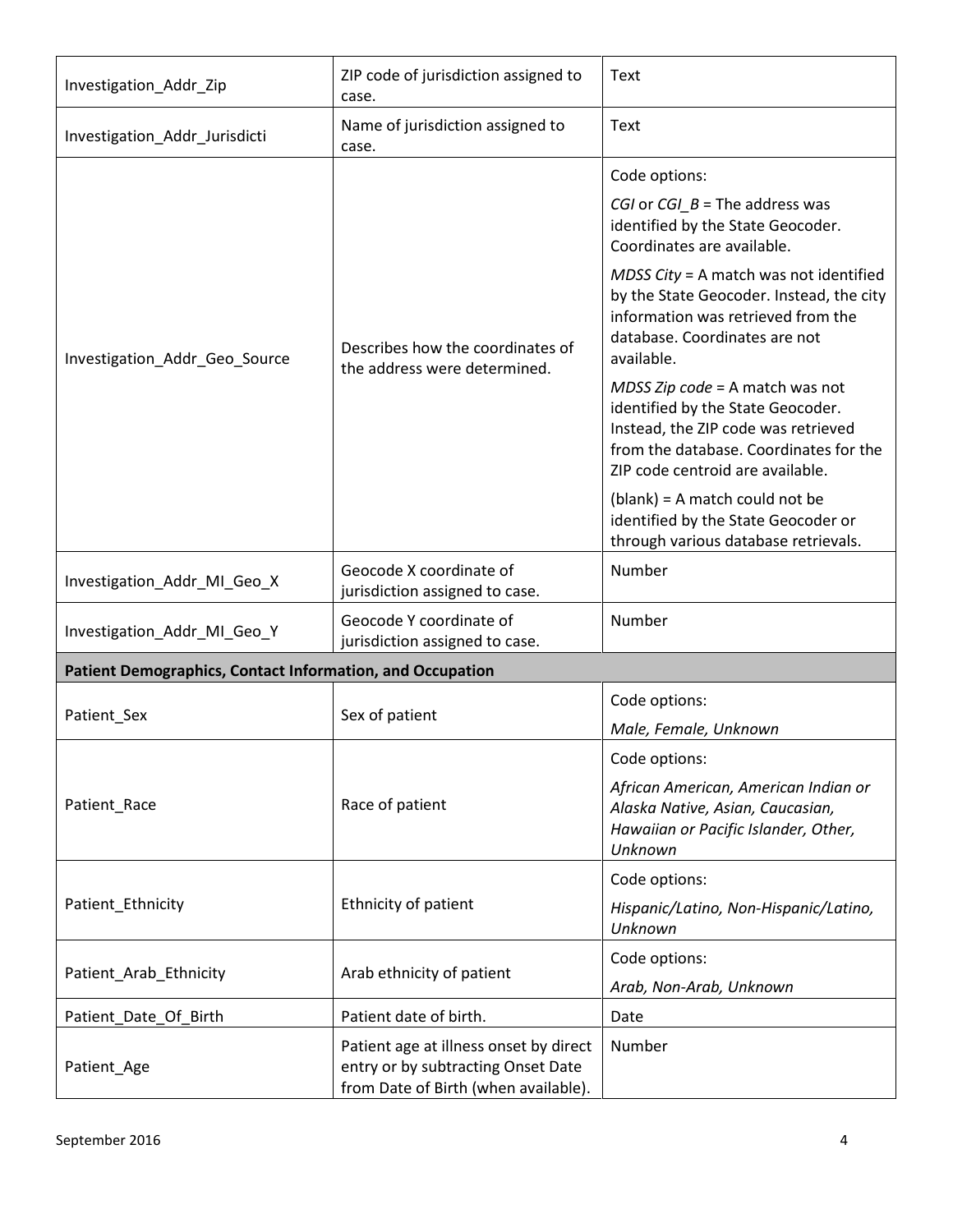| | | |
|---|---|---|
| Investigation_Addr_Zip | ZIP code of jurisdiction assigned to case. | Text |
| Investigation_Addr_Jurisdicti | Name of jurisdiction assigned to case. | Text |
| Investigation_Addr_Geo_Source | Describes how the coordinates of the address were determined. | Code options:<br><br>*CGI* or *CGI_B* = The address was identified by the State Geocoder. Coordinates are available.<br><br>*MDSS City* = A match was not identified by the State Geocoder. Instead, the city information was retrieved from the database. Coordinates are not available.<br><br>*MDSS Zip code* = A match was not identified by the State Geocoder. Instead, the ZIP code was retrieved from the database. Coordinates for the ZIP code centroid are available.<br><br>(blank) = A match could not be identified by the State Geocoder or through various database retrievals. |
| Investigation_Addr_MI_Geo_X | Geocode X coordinate of jurisdiction assigned to case. | Number |
| Investigation_Addr_MI_Geo_Y | Geocode Y coordinate of jurisdiction assigned to case. | Number |
| **Patient Demographics, Contact Information, and Occupation** | | |
| Patient_Sex | Sex of patient | Code options:<br><br>*Male, Female, Unknown* |
| Patient_Race | Race of patient | Code options:<br><br>*African American, American Indian or Alaska Native, Asian, Caucasian, Hawaiian or Pacific Islander, Other, Unknown* |
| Patient_Ethnicity | Ethnicity of patient | Code options:<br><br>*Hispanic/Latino, Non-Hispanic/Latino, Unknown* |
| Patient_Arab_Ethnicity | Arab ethnicity of patient | Code options:<br><br>*Arab, Non-Arab, Unknown* |
| Patient_Date_Of_Birth | Patient date of birth. | Date |
| Patient_Age | Patient age at illness onset by direct entry or by subtracting Onset Date from Date of Birth (when available). | Number |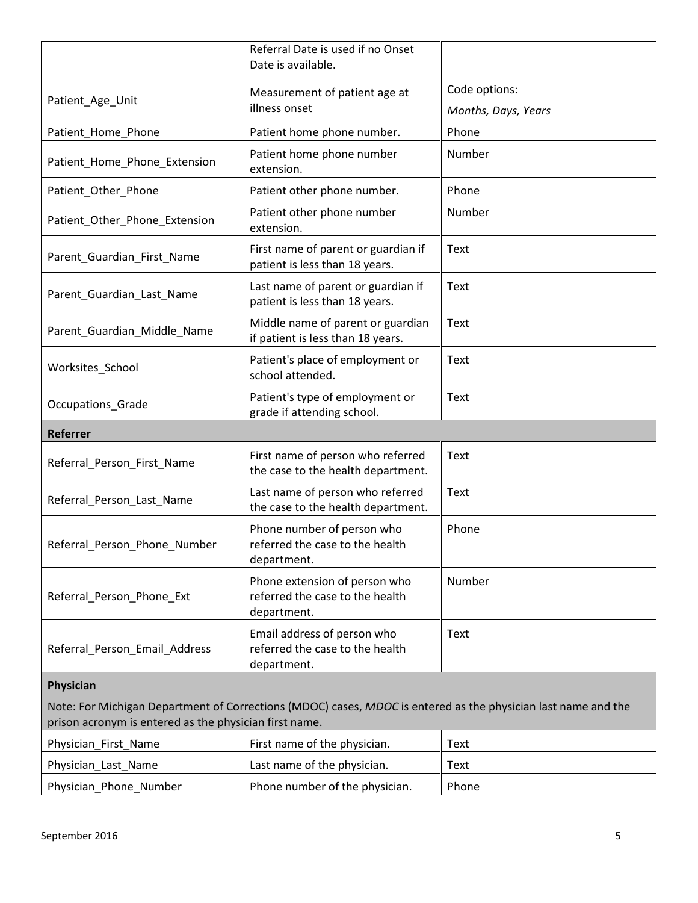| | | |
|---|---|---|
| | Referral Date is used if no Onset Date is available. | |
| Patient_Age_Unit | Measurement of patient age at illness onset | Code options: *Months, Days, Years* |
| Patient_Home_Phone | Patient home phone number. | Phone |
| Patient_Home_Phone_Extension | Patient home phone number extension. | Number |
| Patient_Other_Phone | Patient other phone number. | Phone |
| Patient_Other_Phone_Extension | Patient other phone number extension. | Number |
| Parent_Guardian_First_Name | First name of parent or guardian if patient is less than 18 years. | Text |
| Parent_Guardian_Last_Name | Last name of parent or guardian if patient is less than 18 years. | Text |
| Parent_Guardian_Middle_Name | Middle name of parent or guardian if patient is less than 18 years. | Text |
| Worksites_School | Patient's place of employment or school attended. | Text |
| Occupations_Grade | Patient's type of employment or grade if attending school. | Text |
| **Referrer** | | |
| Referral_Person_First_Name | First name of person who referred the case to the health department. | Text |
| Referral_Person_Last_Name | Last name of person who referred the case to the health department. | Text |
| Referral_Person_Phone_Number | Phone number of person who referred the case to the health department. | Phone |
| Referral_Person_Phone_Ext | Phone extension of person who referred the case to the health department. | Number |
| Referral_Person_Email_Address | Email address of person who referred the case to the health department. | Text |
| **Physician** Note: For Michigan Department of Corrections (MDOC) cases, *MDOC* is entered as the physician last name and the prison acronym is entered as the physician first name. | | |
| Physician_First_Name | First name of the physician. | Text |
| Physician_Last_Name | Last name of the physician. | Text |
| Physician_Phone_Number | Phone number of the physician. | Phone |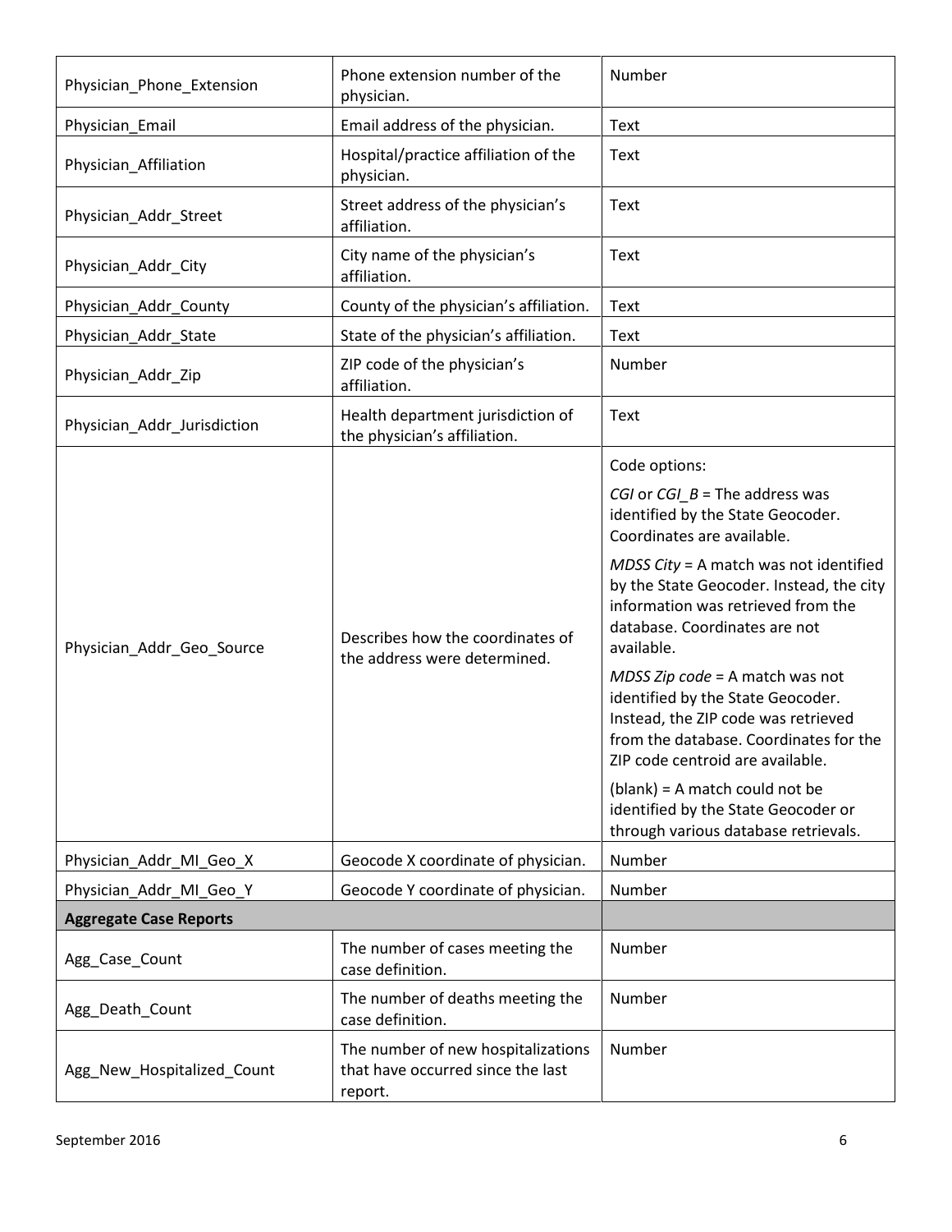| | | |
|---|---|---|
| Physician_Phone_Extension | Phone extension number of the physician. | Number |
| Physician_Email | Email address of the physician. | Text |
| Physician_Affiliation | Hospital/practice affiliation of the physician. | Text |
| Physician_Addr_Street | Street address of the physician's affiliation. | Text |
| Physician_Addr_City | City name of the physician's affiliation. | Text |
| Physician_Addr_County | County of the physician's affiliation. | Text |
| Physician_Addr_State | State of the physician's affiliation. | Text |
| Physician_Addr_Zip | ZIP code of the physician's affiliation. | Number |
| Physician_Addr_Jurisdiction | Health department jurisdiction of the physician's affiliation. | Text |
| Physician_Addr_Geo_Source | Describes how the coordinates of the address were determined. | Code options:<br>*CGI* or *CGI_B* = The address was identified by the State Geocoder. Coordinates are available.<br>*MDSS City* = A match was not identified by the State Geocoder. Instead, the city information was retrieved from the database. Coordinates are not available.<br>*MDSS Zip code* = A match was not identified by the State Geocoder. Instead, the ZIP code was retrieved from the database. Coordinates for the ZIP code centroid are available.<br>(blank) = A match could not be identified by the State Geocoder or through various database retrievals. |
| Physician_Addr_MI_Geo_X | Geocode X coordinate of physician. | Number |
| Physician_Addr_MI_Geo_Y | Geocode Y coordinate of physician. | Number |
| **Aggregate Case Reports** | | |
| Agg_Case_Count | The number of cases meeting the case definition. | Number |
| Agg_Death_Count | The number of deaths meeting the case definition. | Number |
| Agg_New_Hospitalized_Count | The number of new hospitalizations that have occurred since the last report. | Number |

September 2016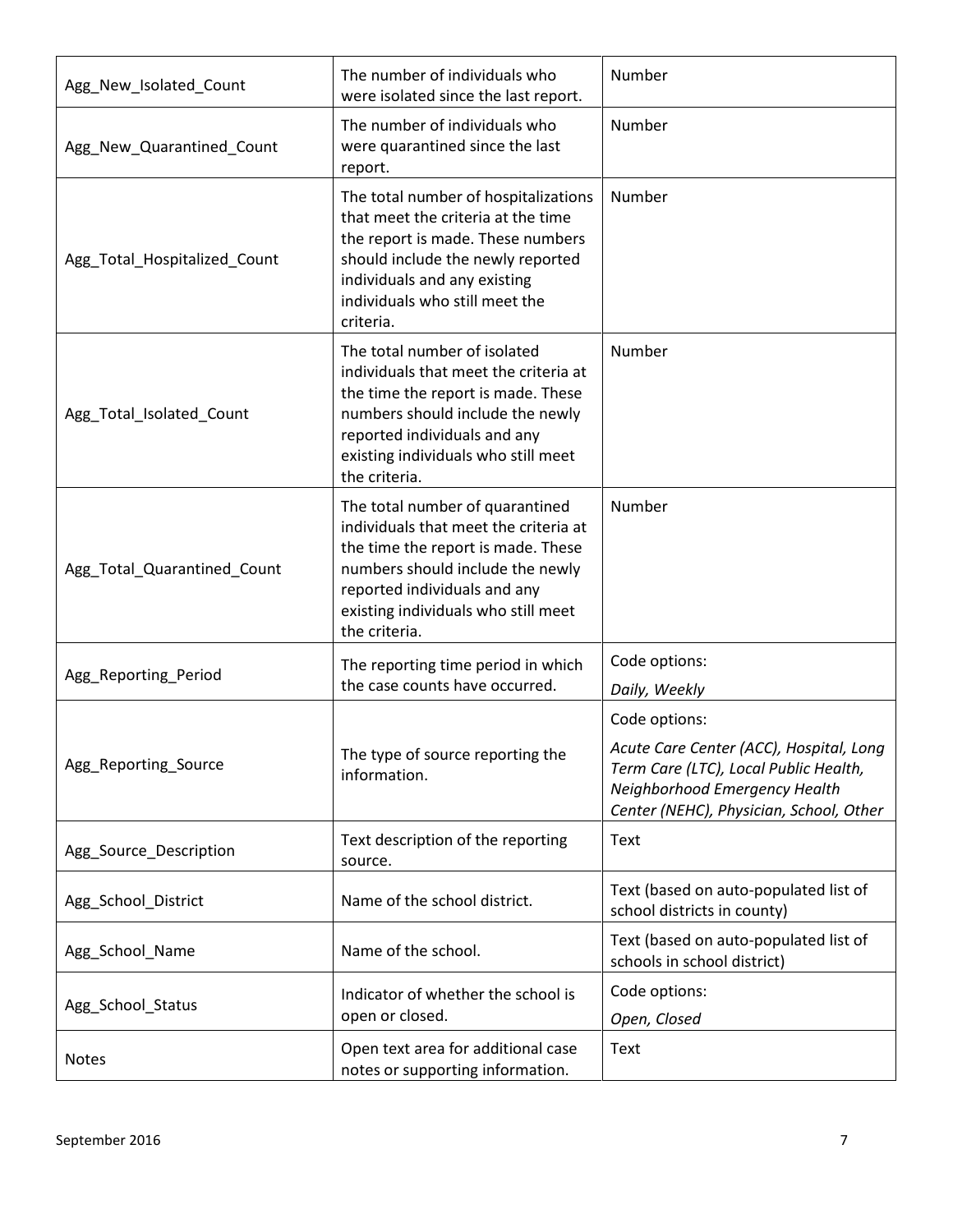| | | |
|---|---|---|
| Agg_New_Isolated_Count | The number of individuals who were isolated since the last report. | Number |
| Agg_New_Quarantined_Count | The number of individuals who were quarantined since the last report. | Number |
| Agg_Total_Hospitalized_Count | The total number of hospitalizations that meet the criteria at the time the report is made. These numbers should include the newly reported individuals and any existing individuals who still meet the criteria. | Number |
| Agg_Total_Isolated_Count | The total number of isolated individuals that meet the criteria at the time the report is made. These numbers should include the newly reported individuals and any existing individuals who still meet the criteria. | Number |
| Agg_Total_Quarantined_Count | The total number of quarantined individuals that meet the criteria at the time the report is made. These numbers should include the newly reported individuals and any existing individuals who still meet the criteria. | Number |
| Agg_Reporting_Period | The reporting time period in which the case counts have occurred. | Code options: *Daily, Weekly* |
| Agg_Reporting_Source | The type of source reporting the information. | Code options: *Acute Care Center (ACC), Hospital, Long Term Care (LTC), Local Public Health, Neighborhood Emergency Health Center (NEHC), Physician, School, Other* |
| Agg_Source_Description | Text description of the reporting source. | Text |
| Agg_School_District | Name of the school district. | Text (based on auto-populated list of school districts in county) |
| Agg_School_Name | Name of the school. | Text (based on auto-populated list of schools in school district) |
| Agg_School_Status | Indicator of whether the school is open or closed. | Code options: *Open, Closed* |
| Notes | Open text area for additional case notes or supporting information. | Text |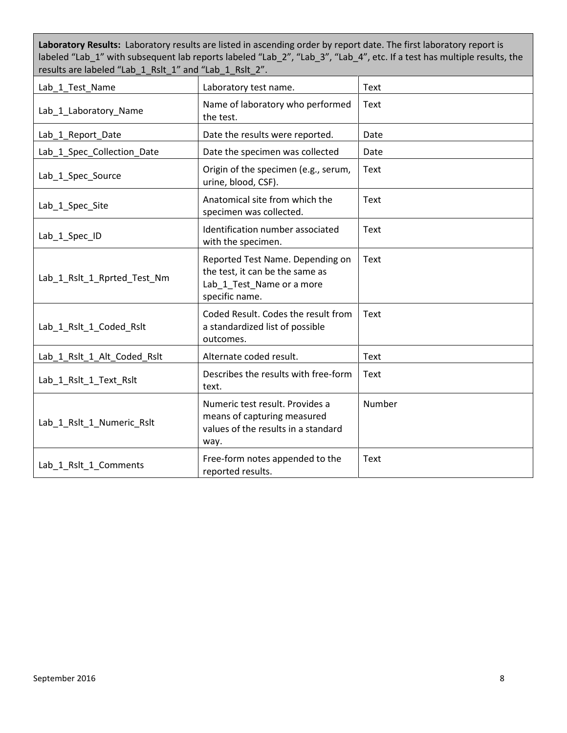| | | |
|---|---|---|
| **Laboratory Results:** Laboratory results are listed in ascending order by report date. The first laboratory report is labeled "Lab_1" with subsequent lab reports labeled "Lab_2", "Lab_3", "Lab_4", etc. If a test has multiple results, the results are labeled "Lab_1_Rslt_1" and "Lab_1_Rslt_2". | | |
| Lab_1_Test_Name | Laboratory test name. | Text |
| Lab_1_Laboratory_Name | Name of laboratory who performed the test. | Text |
| Lab_1_Report_Date | Date the results were reported. | Date |
| Lab_1_Spec_Collection_Date | Date the specimen was collected | Date |
| Lab_1_Spec_Source | Origin of the specimen (e.g., serum, urine, blood, CSF). | Text |
| Lab_1_Spec_Site | Anatomical site from which the specimen was collected. | Text |
| Lab_1_Spec_ID | Identification number associated with the specimen. | Text |
| Lab_1_Rslt_1_Rprted_Test_Nm | Reported Test Name. Depending on the test, it can be the same as Lab_1_Test_Name or a more specific name. | Text |
| Lab_1_Rslt_1_Coded_Rslt | Coded Result. Codes the result from a standardized list of possible outcomes. | Text |
| Lab_1_Rslt_1_Alt_Coded_Rslt | Alternate coded result. | Text |
| Lab_1_Rslt_1_Text_Rslt | Describes the results with free-form text. | Text |
| Lab_1_Rslt_1_Numeric_Rslt | Numeric test result. Provides a means of capturing measured values of the results in a standard way. | Number |
| Lab_1_Rslt_1_Comments | Free-form notes appended to the reported results. | Text |

September 2016